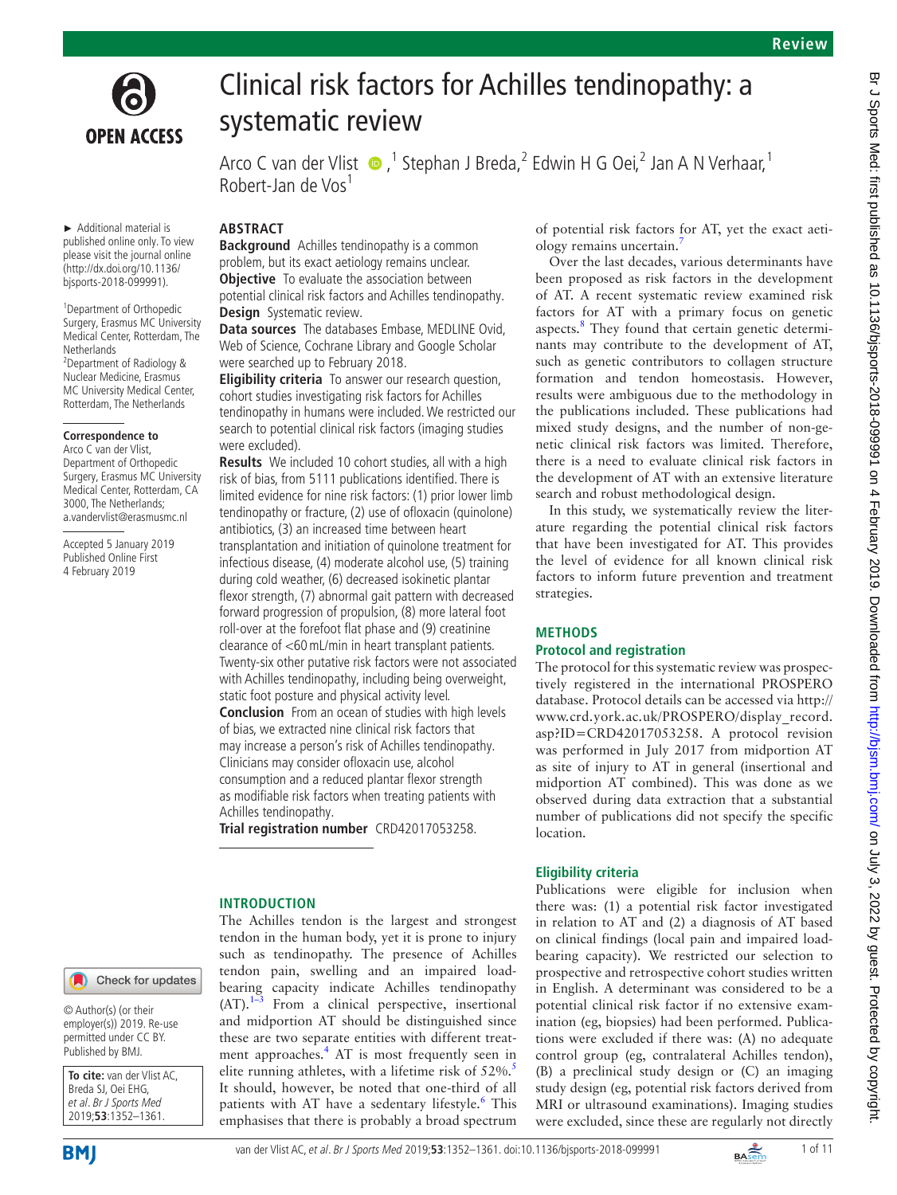# Clinical risk factors for Achilles tendinopathy: a systematic review

Arco C van der Vlist,[1] Stephan J Breda,[2] Edwin H G Oei,[2] Jan A N Verhaar,[1] Robert-Jan de Vos[1]

► Additional material is published online only. To view please visit the journal online (http://dx.doi.org/10.1136/bjsports-2018-099991).

[1]Department of Orthopedic Surgery, Erasmus MC University Medical Center, Rotterdam, The Netherlands
[2]Department of Radiology & Nuclear Medicine, Erasmus MC University Medical Center, Rotterdam, The Netherlands

**Correspondence to**
Arco C van der Vlist, Department of Orthopedic Surgery, Erasmus MC University Medical Center, Rotterdam, CA 3000, The Netherlands; a.vandervlist@erasmusmc.nl

Accepted 5 January 2019
Published Online First 4 February 2019

© Author(s) (or their employer(s)) 2019. Re-use permitted under CC BY. Published by BMJ.

**To cite:** van der Vlist AC, Breda SJ, Oei EHG, *et al. Br J Sports Med* 2019;**53**:1352–1361.

## ABSTRACT

**Background** Achilles tendinopathy is a common problem, but its exact aetiology remains unclear.

**Objective** To evaluate the association between potential clinical risk factors and Achilles tendinopathy.

**Design** Systematic review.

**Data sources** The databases Embase, MEDLINE Ovid, Web of Science, Cochrane Library and Google Scholar were searched up to February 2018.

**Eligibility criteria** To answer our research question, cohort studies investigating risk factors for Achilles tendinopathy in humans were included. We restricted our search to potential clinical risk factors (imaging studies were excluded).

**Results** We included 10 cohort studies, all with a high risk of bias, from 5111 publications identified. There is limited evidence for nine risk factors: (1) prior lower limb tendinopathy or fracture, (2) use of ofloxacin (quinolone) antibiotics, (3) an increased time between heart transplantation and initiation of quinolone treatment for infectious disease, (4) moderate alcohol use, (5) training during cold weather, (6) decreased isokinetic plantar flexor strength, (7) abnormal gait pattern with decreased forward progression of propulsion, (8) more lateral foot roll-over at the forefoot flat phase and (9) creatinine clearance of <60 mL/min in heart transplant patients. Twenty-six other putative risk factors were not associated with Achilles tendinopathy, including being overweight, static foot posture and physical activity level.

**Conclusion** From an ocean of studies with high levels of bias, we extracted nine clinical risk factors that may increase a person's risk of Achilles tendinopathy. Clinicians may consider ofloxacin use, alcohol consumption and a reduced plantar flexor strength as modifiable risk factors when treating patients with Achilles tendinopathy.

**Trial registration number** CRD42017053258.

## INTRODUCTION

The Achilles tendon is the largest and strongest tendon in the human body, yet it is prone to injury such as tendinopathy. The presence of Achilles tendon pain, swelling and an impaired load-bearing capacity indicate Achilles tendinopathy (AT).[1–3] From a clinical perspective, insertional and midportion AT should be distinguished since these are two separate entities with different treatment approaches.[4] AT is most frequently seen in elite running athletes, with a lifetime risk of 52%.[5] It should, however, be noted that one-third of all patients with AT have a sedentary lifestyle.[6] This emphasises that there is probably a broad spectrum of potential risk factors for AT, yet the exact aetiology remains uncertain.[7]

Over the last decades, various determinants have been proposed as risk factors in the development of AT. A recent systematic review examined risk factors for AT with a primary focus on genetic aspects.[8] They found that certain genetic determinants may contribute to the development of AT, such as genetic contributors to collagen structure formation and tendon homeostasis. However, results were ambiguous due to the methodology in the publications included. These publications had mixed study designs, and the number of non-genetic clinical risk factors was limited. Therefore, there is a need to evaluate clinical risk factors in the development of AT with an extensive literature search and robust methodological design.

In this study, we systematically review the literature regarding the potential clinical risk factors that have been investigated for AT. This provides the level of evidence for all known clinical risk factors to inform future prevention and treatment strategies.

## METHODS

### Protocol and registration

The protocol for this systematic review was prospectively registered in the international PROSPERO database. Protocol details can be accessed via http://www.crd.york.ac.uk/PROSPERO/display_record.asp?ID=CRD42017053258. A protocol revision was performed in July 2017 from midportion AT as site of injury to AT in general (insertional and midportion AT combined). This was done as we observed during data extraction that a substantial number of publications did not specify the specific location.

### Eligibility criteria

Publications were eligible for inclusion when there was: (1) a potential risk factor investigated in relation to AT and (2) a diagnosis of AT based on clinical findings (local pain and impaired load-bearing capacity). We restricted our selection to prospective and retrospective cohort studies written in English. A determinant was considered to be a potential clinical risk factor if no extensive examination (eg, biopsies) had been performed. Publications were excluded if there was: (A) no adequate control group (eg, contralateral Achilles tendon), (B) a preclinical study design or (C) an imaging study design (eg, potential risk factors derived from MRI or ultrasound examinations). Imaging studies were excluded, since these are regularly not directly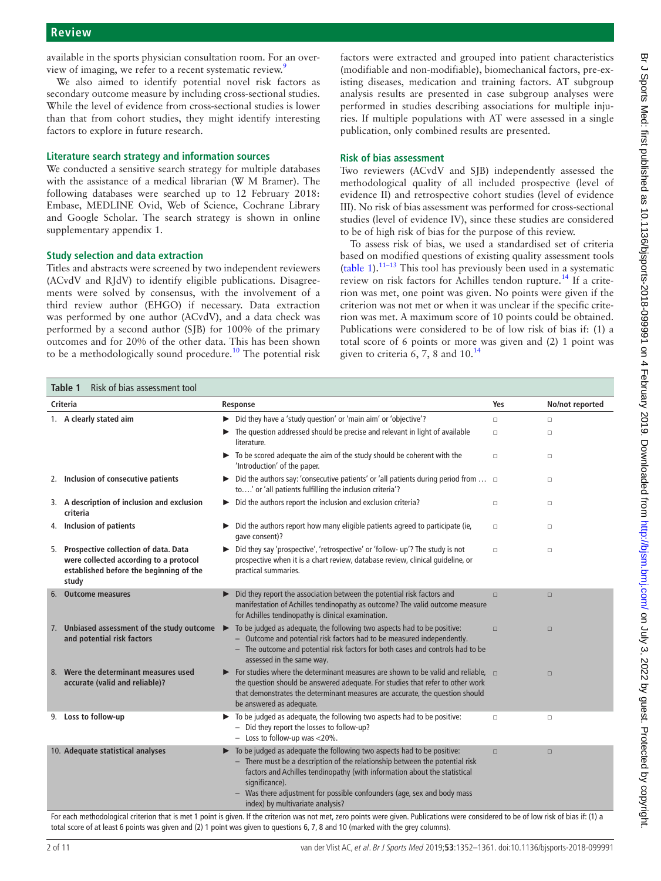available in the sports physician consultation room. For an overview of imaging, we refer to a recent systematic review.[9]

We also aimed to identify potential novel risk factors as secondary outcome measure by including cross-sectional studies. While the level of evidence from cross-sectional studies is lower than that from cohort studies, they might identify interesting factors to explore in future research.

### Literature search strategy and information sources

We conducted a sensitive search strategy for multiple databases with the assistance of a medical librarian (W M Bramer). The following databases were searched up to 12 February 2018: Embase, MEDLINE Ovid, Web of Science, Cochrane Library and Google Scholar. The search strategy is shown in online supplementary appendix 1.

### Study selection and data extraction

Titles and abstracts were screened by two independent reviewers (ACvdV and RJdV) to identify eligible publications. Disagreements were solved by consensus, with the involvement of a third review author (EHGO) if necessary. Data extraction was performed by one author (ACvdV), and a data check was performed by a second author (SJB) for 100% of the primary outcomes and for 20% of the other data. This has been shown to be a methodologically sound procedure.[10] The potential risk factors were extracted and grouped into patient characteristics (modifiable and non-modifiable), biomechanical factors, pre-existing diseases, medication and training factors. AT subgroup analysis results are presented in case subgroup analyses were performed in studies describing associations for multiple injuries. If multiple populations with AT were assessed in a single publication, only combined results are presented.

### Risk of bias assessment

Two reviewers (ACvdV and SJB) independently assessed the methodological quality of all included prospective (level of evidence II) and retrospective cohort studies (level of evidence III). No risk of bias assessment was performed for cross-sectional studies (level of evidence IV), since these studies are considered to be of high risk of bias for the purpose of this review.

To assess risk of bias, we used a standardised set of criteria based on modified questions of existing quality assessment tools (table 1).[11–13] This tool has previously been used in a systematic review on risk factors for Achilles tendon rupture.[14] If a criterion was met, one point was given. No points were given if the criterion was not met or when it was unclear if the specific criterion was met. A maximum score of 10 points could be obtained. Publications were considered to be of low risk of bias if: (1) a total score of 6 points or more was given and (2) 1 point was given to criteria 6, 7, 8 and 10.[14]

**Table 1** Risk of bias assessment tool

| Criteria | Response | Yes | No/not reported |
|---|---|---|---|
| 1. **A clearly stated aim** | ▶ Did they have a 'study question' or 'main aim' or 'objective'? | □ | □ |
| | ▶ The question addressed should be precise and relevant in light of available literature. | □ | □ |
| | ▶ To be scored adequate the aim of the study should be coherent with the 'Introduction' of the paper. | □ | □ |
| 2. **Inclusion of consecutive patients** | ▶ Did the authors say: 'consecutive patients' or 'all patients during period from … to….' or 'all patients fulfilling the inclusion criteria'? | □ | □ |
| 3. **A description of inclusion and exclusion criteria** | ▶ Did the authors report the inclusion and exclusion criteria? | □ | □ |
| 4. **Inclusion of patients** | ▶ Did the authors report how many eligible patients agreed to participate (ie, gave consent)? | □ | □ |
| 5. **Prospective collection of data. Data were collected according to a protocol established before the beginning of the study** | ▶ Did they say 'prospective', 'retrospective' or 'follow- up'? The study is not prospective when it is a chart review, database review, clinical guideline, or practical summaries. | □ | □ |
| 6. **Outcome measures** | ▶ Did they report the association between the potential risk factors and manifestation of Achilles tendinopathy as outcome? The valid outcome measure for Achilles tendinopathy is clinical examination. | □ | □ |
| 7. **Unbiased assessment of the study outcome and potential risk factors** | ▶ To be judged as adequate, the following two aspects had to be positive:<br>– Outcome and potential risk factors had to be measured independently.<br>– The outcome and potential risk factors for both cases and controls had to be assessed in the same way. | □ | □ |
| 8. **Were the determinant measures used accurate (valid and reliable)?** | ▶ For studies where the determinant measures are shown to be valid and reliable, the question should be answered adequate. For studies that refer to other work that demonstrates the determinant measures are accurate, the question should be answered as adequate. | □ | □ |
| 9. **Loss to follow-up** | ▶ To be judged as adequate, the following two aspects had to be positive:<br>– Did they report the losses to follow-up?<br>– Loss to follow-up was <20%. | □ | □ |
| 10. **Adequate statistical analyses** | ▶ To be judged as adequate the following two aspects had to be positive:<br>– There must be a description of the relationship between the potential risk factors and Achilles tendinopathy (with information about the statistical significance).<br>– Was there adjustment for possible confounders (age, sex and body mass index) by multivariate analysis? | □ | □ |

For each methodological criterion that is met 1 point is given. If the criterion was not met, zero points were given. Publications were considered to be of low risk of bias if: (1) a total score of at least 6 points was given and (2) 1 point was given to questions 6, 7, 8 and 10 (marked with the grey columns).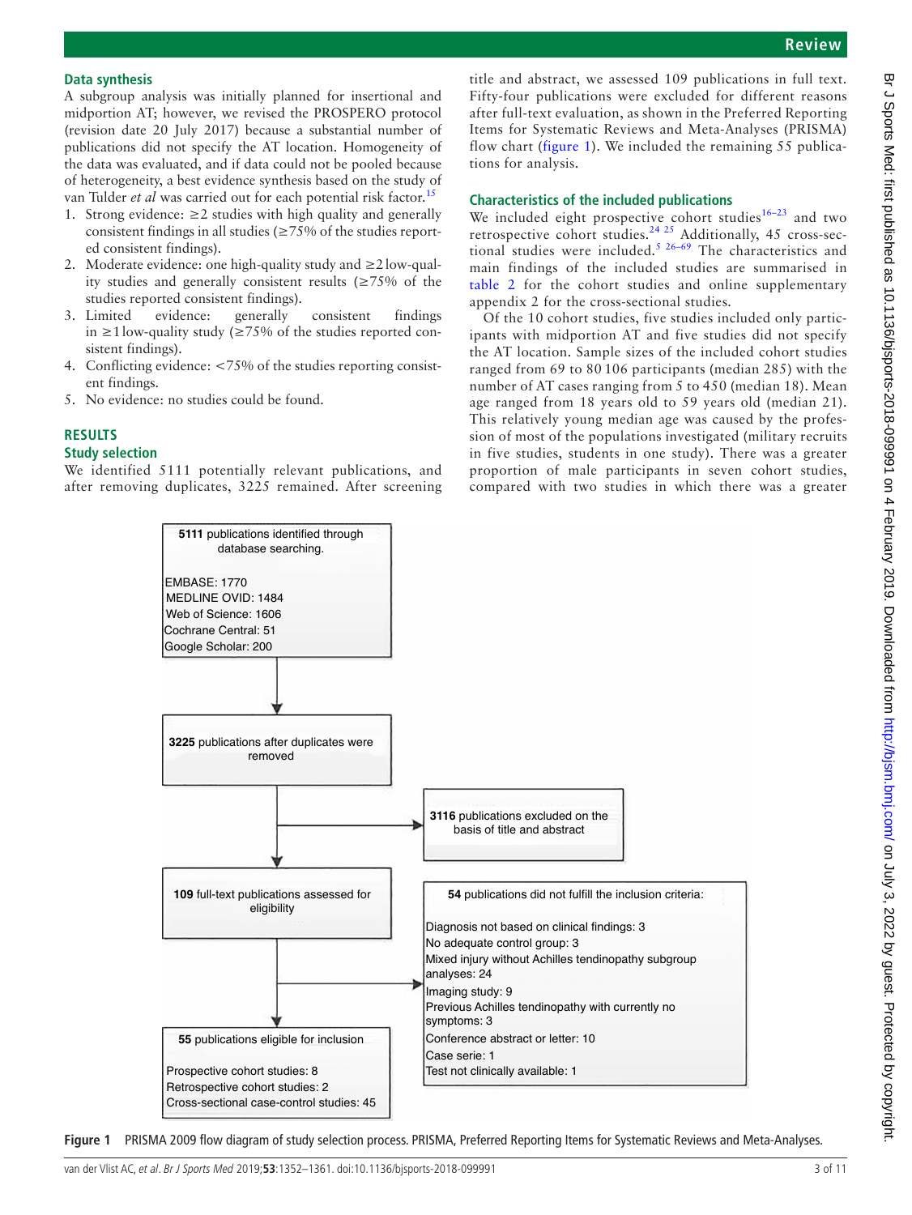### Data synthesis

A subgroup analysis was initially planned for insertional and midportion AT; however, we revised the PROSPERO protocol (revision date 20 July 2017) because a substantial number of publications did not specify the AT location. Homogeneity of the data was evaluated, and if data could not be pooled because of heterogeneity, a best evidence synthesis based on the study of van Tulder *et al* was carried out for each potential risk factor.[15]

1. Strong evidence: ≥2 studies with high quality and generally consistent findings in all studies (≥75% of the studies reported consistent findings).
2. Moderate evidence: one high-quality study and ≥2 low-quality studies and generally consistent results (≥75% of the studies reported consistent findings).
3. Limited evidence: generally consistent findings in ≥1 low-quality study (≥75% of the studies reported consistent findings).
4. Conflicting evidence: <75% of the studies reporting consistent findings.
5. No evidence: no studies could be found.

## RESULTS

### Study selection

We identified 5111 potentially relevant publications, and after removing duplicates, 3225 remained. After screening title and abstract, we assessed 109 publications in full text. Fifty-four publications were excluded for different reasons after full-text evaluation, as shown in the Preferred Reporting Items for Systematic Reviews and Meta-Analyses (PRISMA) flow chart (figure 1). We included the remaining 55 publications for analysis.

### Characteristics of the included publications

We included eight prospective cohort studies[16–23] and two retrospective cohort studies.[24 25] Additionally, 45 cross-sectional studies were included.[5 26–69] The characteristics and main findings of the included studies are summarised in table 2 for the cohort studies and online supplementary appendix 2 for the cross-sectional studies.

Of the 10 cohort studies, five studies included only participants with midportion AT and five studies did not specify the AT location. Sample sizes of the included cohort studies ranged from 69 to 80 106 participants (median 285) with the number of AT cases ranging from 5 to 450 (median 18). Mean age ranged from 18 years old to 59 years old (median 21). This relatively young median age was caused by the profession of most of the populations investigated (military recruits in five studies, students in one study). There was a greater proportion of male participants in seven cohort studies, compared with two studies in which there was a greater

**5111** publications identified through database searching.

EMBASE: 1770
MEDLINE OVID: 1484
Web of Science: 1606
Cochrane Central: 51
Google Scholar: 200

**3225** publications after duplicates were removed

**3116** publications excluded on the basis of title and abstract

**109** full-text publications assessed for eligibility

**54** publications did not fulfill the inclusion criteria:

Diagnosis not based on clinical findings: 3
No adequate control group: 3
Mixed injury without Achilles tendinopathy subgroup analyses: 24
Imaging study: 9
Previous Achilles tendinopathy with currently no symptoms: 3
Conference abstract or letter: 10
Case serie: 1
Test not clinically available: 1

**55** publications eligible for inclusion

Prospective cohort studies: 8
Retrospective cohort studies: 2
Cross-sectional case-control studies: 45

**Figure 1** PRISMA 2009 flow diagram of study selection process. PRISMA, Preferred Reporting Items for Systematic Reviews and Meta-Analyses.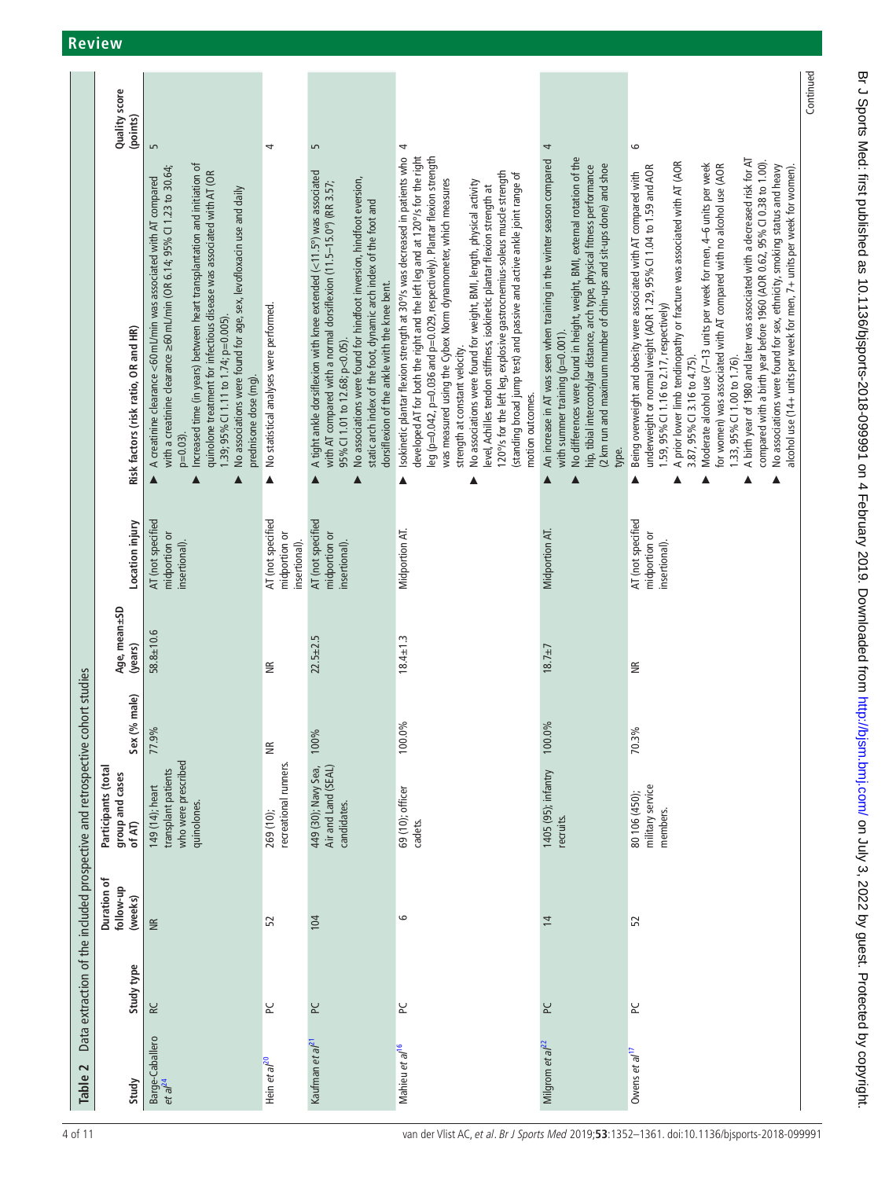## Review

**Table 2** Data extraction of the included prospective and retrospective cohort studies

| Study | Study type | Duration of follow-up (weeks) | Participants (total group and cases of AT) | Sex (% male) | Age, mean±SD (years) | Location injury | Risk factors (risk ratio, OR and HR) | Quality score (points) |
|---|---|---|---|---|---|---|---|---|
| Barge-Caballero *et al*[24] | RC | NR | 149 (14); heart transplant patients who were prescribed quinolones. | 77.9% | 58.8±10.6 | AT (not specified midportion or insertional). | ▲ A creatinine clearance <60 mL/min was associated with AT compared with a creatinine clearance ≥60 mL/min (OR 6.14; 95% CI 1.23 to 30.64; p=0.03). ▲ Increased time (in years) between heart transplantation and initiation of quinolone treatment for infectious disease was associated with AT (OR 1.39; 95% CI 1.11 to 1.74; p=0.005). ▲ No associations were found for age, sex, levofloxacin use and daily prednisone dose (mg). | 5 |
| Hein *et al*[20] | PC | 52 | 269 (10); recreational runners. | NR | NR | AT (not specified midportion or insertional). | ▲ No statistical analyses were performed. | 4 |
| Kaufman *et al*[21] | PC | 104 | 449 (30); Navy Sea, Air and Land (SEAL) candidates. | 100% | 22.5±2.5 | AT (not specified midportion or insertional). | ▲ A tight ankle dorsiflexion with knee extended (<11.5°) was associated with AT compared with a normal dorsiflexion (11.5–15.0°) (RR 3.57; 95% CI 1.01 to 12.68; p<0.05). ▲ No associations were found for hindfoot inversion, hindfoot eversion, static arch index of the foot, dynamic arch index of the foot and dorsiflexion of the ankle with the knee bent. | 5 |
| Mahieu *et al*[16] | PC | 6 | 69 (10); officer cadets. | 100.0% | 18.4±1.3 | Midportion AT. | ▲ Isokinetic plantar flexion strength at 30°/s was decreased in patients who developed AT for both the right and the left leg and at 120°/s for the right leg (p=0.042, p=0.036 and p=0.029, respectively). Plantar flexion strength was measured using the Cybex Norm dynamometer, which measures strength at constant velocity. ▲ No associations were found for weight, BMI, length, physical activity level, Achilles tendon stiffness, isokinetic plantar flexion strength at 120°/s for the left leg, explosive gastrocnemius-soleus muscle strength (standing broad jump test) and passive and active ankle joint range of motion outcomes. | 4 |
| Milgrom *et al*[22] | PC | 14 | 1405 (95); infantry recruits. | 100.0% | 18.7±7 | Midportion AT. | ▲ An increase in AT was seen when training in the winter season compared with summer training (p=0.001). ▲ No differences were found in height, weight, BMI, external rotation of the hip, tibial intercondylar distance, arch type, physical fitness performance (2 km run and maximum number of chin-ups and sit-ups done) and shoe type. | 4 |
| Owens *et al*[17] | PC | 52 | 80 106 (450); military service members. | 70.3% | NR | AT (not specified midportion or insertional). | ▲ Being overweight and obesity were associated with AT compared with underweight or normal weight (AOR 1.29, 95% CI 1.04 to 1.59 and AOR 1.59, 95% CI 1.16 to 2.17, respectively) ▲ A prior lower limb tendinopathy or fracture was associated with AT (AOR 3.87, 95% CI 3.16 to 4.75). ▲ Moderate alcohol use (7–13 units per week for men, 4–6 units per week for women) was associated with AT compared with no alcohol use (AOR 1.33, 95% CI 1.00 to 1.76). ▲ A birth year of 1980 and later was associated with a decreased risk for AT compared with a birth year before 1960 (AOR 0.62, 95% CI 0.38 to 1.00). ▲ No associations were found for sex, ethnicity, smoking status and heavy alcohol use (14+ units per week for men, 7+ units per week for women). | 6 |

Continued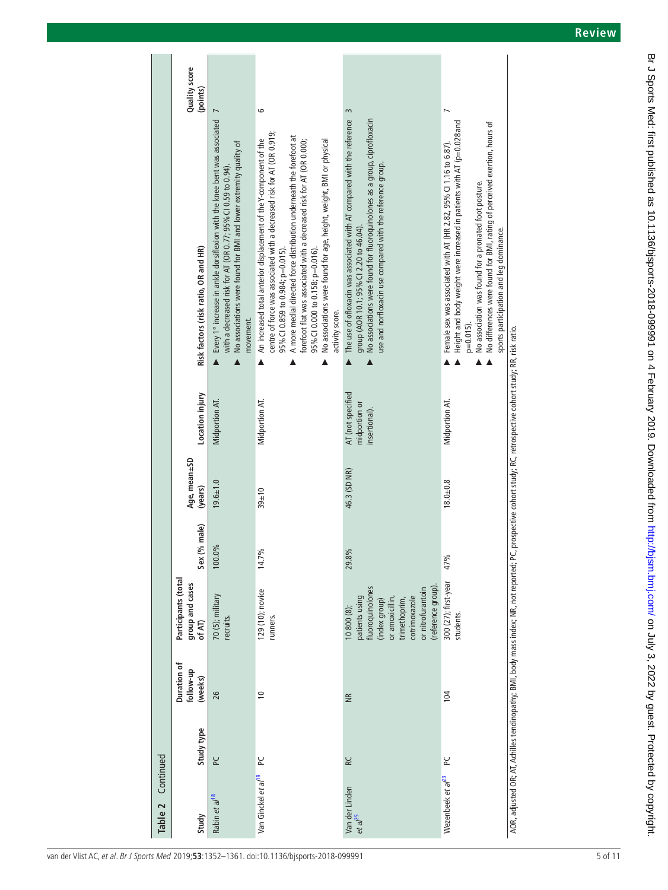**Table 2 Continued**

| Study | Study type | Duration of follow-up (weeks) | Participants (total group and cases of AT) | Sex (% male) | Age, mean±SD (years) | Location injury | Risk factors (risk ratio, OR and HR) | Quality score (points) |
|---|---|---|---|---|---|---|---|---|
| Rabin *et al*[18] | PC | 26 | 70 (5); military recruits. | 100.0% | 19.6±1.0 | Midportion AT. | ▶ Every 1° increase in ankle dorsiflexion with the knee bent was associated with a decreased risk for AT (OR 0.77; 95% CI 0.59 to 0.94). ▶ No associations were found for BMI and lower extremity quality of movement. | 7 |
| Van Ginckel *et al*[19] | PC | 10 | 129 (10); novice runners. | 14.7% | 39±10 | Midportion AT. | ▶ An increased total anterior displacement of the Y-component of the centre of force was associated with a decreased risk for AT (OR 0.919; 95% CI 0.859 to 0.984; p=0.015). ▶ A more medial directed force distribution underneath the forefoot at forefoot flat was associated with a decreased risk for AT (OR 0.000; 95% CI 0.000 to 0.158; p=0.016). ▶ No associations were found for age, height, weight, BMI or physical activity score. | 6 |
| Van der Linden *et al*[25] | RC | NR | 10 800 (8); patients using fluoroquinolones (index group) or amoxicillin, trimethoprim, cotrimoxazole or nitrofurantoin (reference group). | 29.8% | 46.3 (SD NR) | AT (not specified midportion or insertional). | ▶ The use of ofloxacin was associated with AT compared with the reference group (AOR 10.1; 95% CI 2.20 to 46.04). ▶ No associations were found for fluoroquinolones as a group, ciprofloxacin use and norfloxacin use compared with the reference group. | 3 |
| Wezenbeek *et al*[23] | PC | 104 | 300 (27); first-year students. | 47% | 18.0±0.8 | Midportion AT. | ▶ Female sex was associated with AT (HR 2.82, 95% CI 1.16 to 6.87). ▶ Height and body weight were increased in patients with AT (p=0.028 and p=0.015). ▶ No association was found for a pronated foot posture. ▶ No differences were found for BMI, rating of perceived exertion, hours of sports participation and leg dominance. | 7 |

AOR, adjusted OR; AT, Achilles tendinopathy; BMI, body mass index; NR, not reported; PC, prospective cohort study; RC, retrospective cohort study; RR, risk ratio.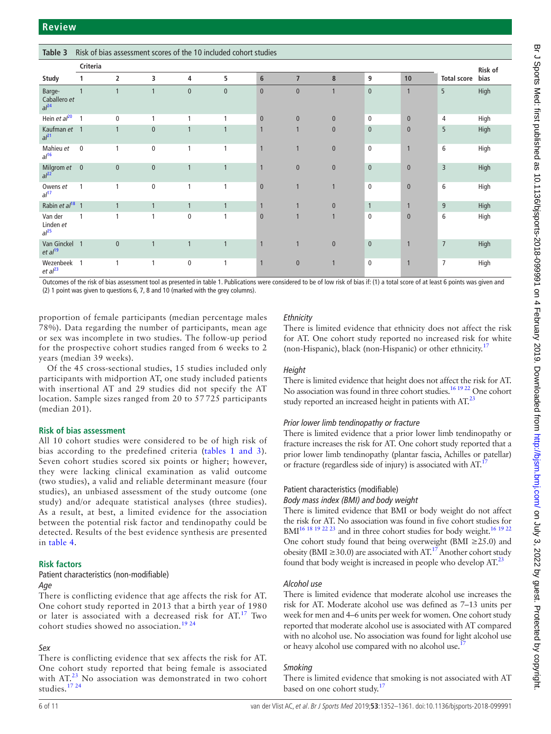**Table 3** Risk of bias assessment scores of the 10 included cohort studies

| | Criteria | | | | | | | | | | | |
|---|---|---|---|---|---|---|---|---|---|---|---|---|
| **Study** | **1** | **2** | **3** | **4** | **5** | **6** | **7** | **8** | **9** | **10** | **Total score** | **Risk of bias** |
| Barge-Caballero *et al*[24] | 1 | 1 | 1 | 0 | 0 | 0 | 0 | 1 | 0 | 1 | 5 | High |
| Hein *et al*[20] | 1 | 0 | 1 | 1 | 1 | 0 | 0 | 0 | 0 | 0 | 4 | High |
| Kaufman *et al*[21] | 1 | 1 | 0 | 1 | 1 | 1 | 1 | 0 | 0 | 0 | 5 | High |
| Mahieu *et al*[16] | 0 | 1 | 0 | 1 | 1 | 1 | 1 | 0 | 0 | 1 | 6 | High |
| Milgrom *et al*[22] | 0 | 0 | 0 | 1 | 1 | 1 | 0 | 0 | 0 | 0 | 3 | High |
| Owens *et al*[17] | 1 | 1 | 0 | 1 | 1 | 0 | 1 | 1 | 0 | 0 | 6 | High |
| Rabin *et al*[18] | 1 | 1 | 1 | 1 | 1 | 1 | 1 | 0 | 1 | 1 | 9 | High |
| Van der Linden *et al*[25] | 1 | 1 | 1 | 0 | 1 | 0 | 1 | 1 | 0 | 0 | 6 | High |
| Van Ginckel *et al*[19] | 1 | 0 | 1 | 1 | 1 | 1 | 1 | 0 | 0 | 1 | 7 | High |
| Wezenbeek *et al*[23] | 1 | 1 | 1 | 0 | 1 | 1 | 0 | 1 | 0 | 1 | 7 | High |

Outcomes of the risk of bias assessment tool as presented in table 1. Publications were considered to be of low risk of bias if: (1) a total score of at least 6 points was given and (2) 1 point was given to questions 6, 7, 8 and 10 (marked with the grey columns).

proportion of female participants (median percentage males 78%). Data regarding the number of participants, mean age or sex was incomplete in two studies. The follow-up period for the prospective cohort studies ranged from 6 weeks to 2 years (median 39 weeks).

Of the 45 cross-sectional studies, 15 studies included only participants with midportion AT, one study included patients with insertional AT and 29 studies did not specify the AT location. Sample sizes ranged from 20 to 57725 participants (median 201).

## Risk of bias assessment

All 10 cohort studies were considered to be of high risk of bias according to the predefined criteria (tables 1 and 3). Seven cohort studies scored six points or higher; however, they were lacking clinical examination as valid outcome (two studies), a valid and reliable determinant measure (four studies), an unbiased assessment of the study outcome (one study) and/or adequate statistical analyses (three studies). As a result, at best, a limited evidence for the association between the potential risk factor and tendinopathy could be detected. Results of the best evidence synthesis are presented in table 4.

## Risk factors

### Patient characteristics (non-modifiable)

#### *Age*

There is conflicting evidence that age affects the risk for AT. One cohort study reported in 2013 that a birth year of 1980 or later is associated with a decreased risk for AT.[17] Two cohort studies showed no association.[19 24]

#### *Sex*

There is conflicting evidence that sex affects the risk for AT. One cohort study reported that being female is associated with AT.[23] No association was demonstrated in two cohort studies.[17 24]

#### *Ethnicity*

There is limited evidence that ethnicity does not affect the risk for AT. One cohort study reported no increased risk for white (non-Hispanic), black (non-Hispanic) or other ethnicity.[17]

#### *Height*

There is limited evidence that height does not affect the risk for AT. No association was found in three cohort studies.[16 19 22] One cohort study reported an increased height in patients with AT.[23]

#### *Prior lower limb tendinopathy or fracture*

There is limited evidence that a prior lower limb tendinopathy or fracture increases the risk for AT. One cohort study reported that a prior lower limb tendinopathy (plantar fascia, Achilles or patellar) or fracture (regardless side of injury) is associated with AT.[17]

### Patient characteristics (modifiable)

#### *Body mass index (BMI) and body weight*

There is limited evidence that BMI or body weight do not affect the risk for AT. No association was found in five cohort studies for BMI[16 18 19 22 23] and in three cohort studies for body weight.[16 19 22] One cohort study found that being overweight (BMI ≥25.0) and obesity (BMI ≥30.0) are associated with AT.[17] Another cohort study found that body weight is increased in people who develop AT.[23]

#### *Alcohol use*

There is limited evidence that moderate alcohol use increases the risk for AT. Moderate alcohol use was defined as 7–13 units per week for men and 4–6 units per week for women. One cohort study reported that moderate alcohol use is associated with AT compared with no alcohol use. No association was found for light alcohol use or heavy alcohol use compared with no alcohol use.[17]

#### *Smoking*

There is limited evidence that smoking is not associated with AT based on one cohort study.[17]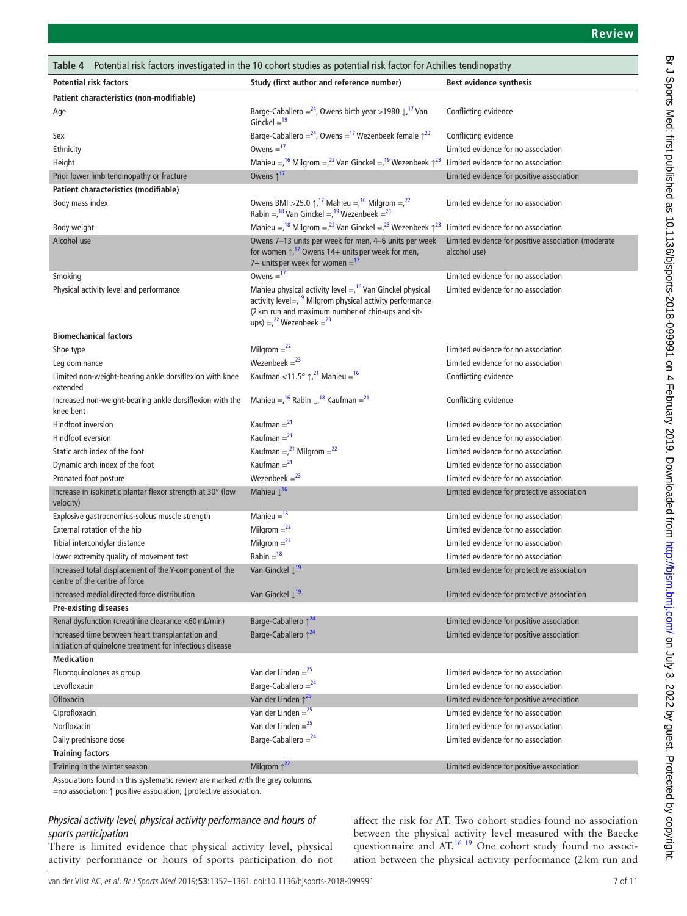**Table 4** Potential risk factors investigated in the 10 cohort studies as potential risk factor for Achilles tendinopathy

| Potential risk factors | Study (first author and reference number) | Best evidence synthesis |
|---|---|---|
| **Patient characteristics (non-modifiable)** | | |
| Age | Barge-Caballero =[24], Owens birth year >1980 ↓,[17] Van Ginckel =[19] | Conflicting evidence |
| Sex | Barge-Caballero =[24], Owens =[17] Wezenbeek female ↑[23] | Conflicting evidence |
| Ethnicity | Owens =[17] | Limited evidence for no association |
| Height | Mahieu =,[16] Milgrom =,[22] Van Ginckel =,[19] Wezenbeek ↑[23] | Limited evidence for no association |
| Prior lower limb tendinopathy or fracture | Owens ↑[17] | Limited evidence for positive association |
| **Patient characteristics (modifiable)** | | |
| Body mass index | Owens BMI >25.0 ↑,[17] Mahieu =,[16] Milgrom =,[22] Rabin =,[18] Van Ginckel =,[19] Wezenbeek =[23] | Limited evidence for no association |
| Body weight | Mahieu =,[18] Milgrom =,[22] Van Ginckel =,[23] Wezenbeek ↑[23] | Limited evidence for no association |
| Alcohol use | Owens 7–13 units per week for men, 4–6 units per week for women ↑,[17] Owens 14+ units per week for men, 7+ units per week for women =[17] | Limited evidence for positive association (moderate alcohol use) |
| Smoking | Owens =[17] | Limited evidence for no association |
| Physical activity level and performance | Mahieu physical activity level =,[16] Van Ginckel physical activity level=,[19] Milgrom physical activity performance (2 km run and maximum number of chin-ups and sit-ups) =,[22] Wezenbeek =[23] | Limited evidence for no association |
| **Biomechanical factors** | | |
| Shoe type | Milgrom =[22] | Limited evidence for no association |
| Leg dominance | Wezenbeek =[23] | Limited evidence for no association |
| Limited non-weight-bearing ankle dorsiflexion with knee extended | Kaufman <11.5° ↑,[21] Mahieu =[16] | Conflicting evidence |
| Increased non-weight-bearing ankle dorsiflexion with the knee bent | Mahieu =,[16] Rabin ↓,[18] Kaufman =[21] | Conflicting evidence |
| Hindfoot inversion | Kaufman =[21] | Limited evidence for no association |
| Hindfoot eversion | Kaufman =[21] | Limited evidence for no association |
| Static arch index of the foot | Kaufman =,[21] Milgrom =[22] | Limited evidence for no association |
| Dynamic arch index of the foot | Kaufman =[21] | Limited evidence for no association |
| Pronated foot posture | Wezenbeek =[23] | Limited evidence for no association |
| Increase in isokinetic plantar flexor strength at 30° (low velocity) | Mahieu ↓[16] | Limited evidence for protective association |
| Explosive gastrocnemius-soleus muscle strength | Mahieu =[16] | Limited evidence for no association |
| External rotation of the hip | Milgrom =[22] | Limited evidence for no association |
| Tibial intercondylar distance | Milgrom =[22] | Limited evidence for no association |
| lower extremity quality of movement test | Rabin =[18] | Limited evidence for no association |
| Increased total displacement of the Y-component of the centre of the centre of force | Van Ginckel ↓[19] | Limited evidence for protective association |
| Increased medial directed force distribution | Van Ginckel ↓[19] | Limited evidence for protective association |
| **Pre-existing diseases** | | |
| Renal dysfunction (creatinine clearance <60 mL/min) | Barge-Caballero ↑[24] | Limited evidence for positive association |
| increased time between heart transplantation and initiation of quinolone treatment for infectious disease | Barge-Caballero ↑[24] | Limited evidence for positive association |
| **Medication** | | |
| Fluoroquinolones as group | Van der Linden =[25] | Limited evidence for no association |
| Levofloxacin | Barge-Caballero =[24] | Limited evidence for no association |
| Ofloxacin | Van der Linden ↑[25] | Limited evidence for positive association |
| Ciprofloxacin | Van der Linden =[25] | Limited evidence for no association |
| Norfloxacin | Van der Linden =[25] | Limited evidence for no association |
| Daily prednisone dose | Barge-Caballero =[24] | Limited evidence for no association |
| **Training factors** | | |
| Training in the winter season | Milgrom ↑[22] | Limited evidence for positive association |

Associations found in this systematic review are marked with the grey columns.
=no association; ↑ positive association; ↓protective association.

### *Physical activity level, physical activity performance and hours of sports participation*

There is limited evidence that physical activity level, physical activity performance or hours of sports participation do not affect the risk for AT. Two cohort studies found no association between the physical activity level measured with the Baecke questionnaire and AT.[16 19] One cohort study found no association between the physical activity performance (2 km run and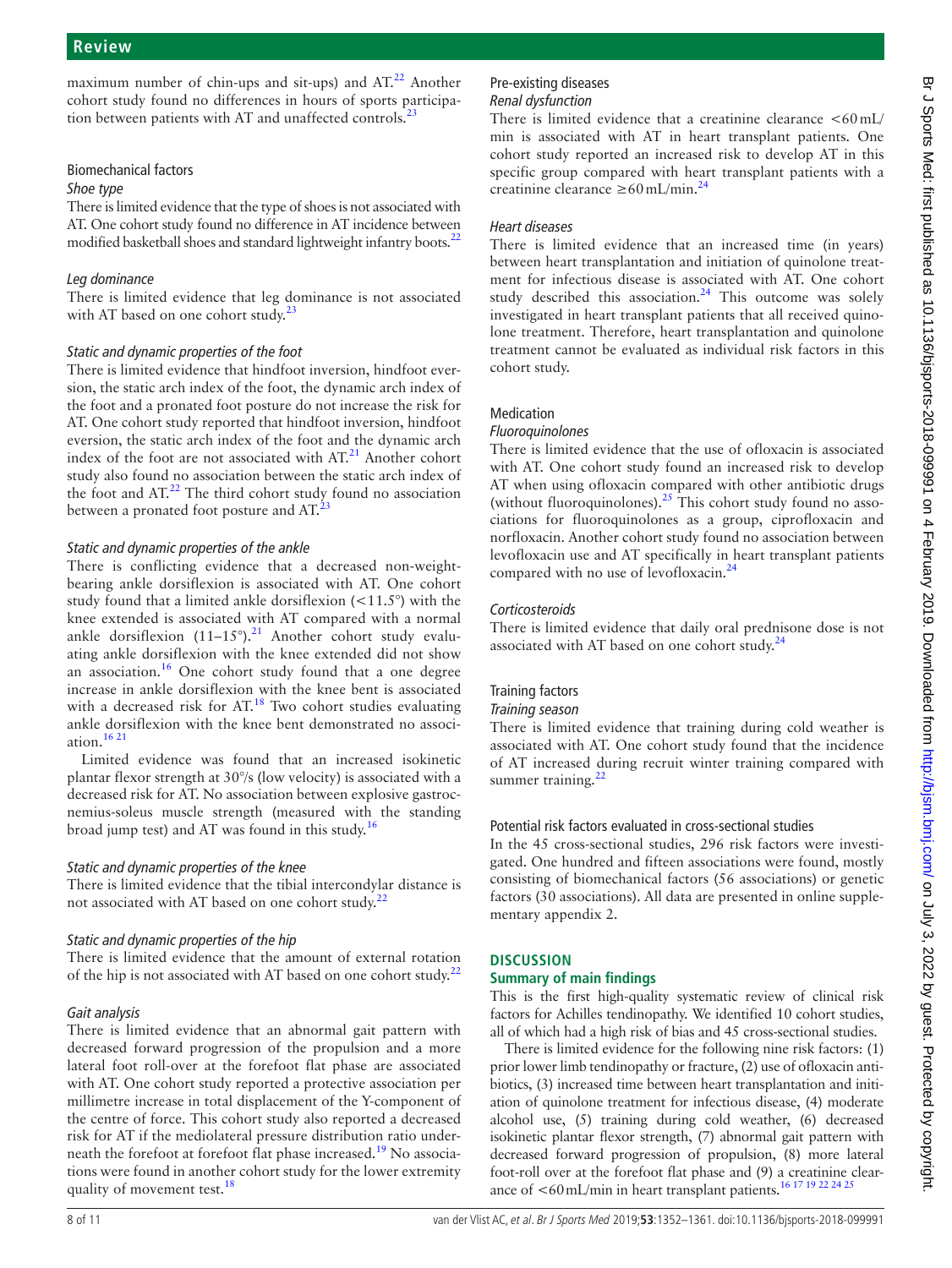maximum number of chin-ups and sit-ups) and AT.[22] Another cohort study found no differences in hours of sports participation between patients with AT and unaffected controls.[23]

### Biomechanical factors

*Shoe type*

There is limited evidence that the type of shoes is not associated with AT. One cohort study found no difference in AT incidence between modified basketball shoes and standard lightweight infantry boots.[22]

*Leg dominance*

There is limited evidence that leg dominance is not associated with AT based on one cohort study.[23]

*Static and dynamic properties of the foot*

There is limited evidence that hindfoot inversion, hindfoot eversion, the static arch index of the foot, the dynamic arch index of the foot and a pronated foot posture do not increase the risk for AT. One cohort study reported that hindfoot inversion, hindfoot eversion, the static arch index of the foot and the dynamic arch index of the foot are not associated with AT.[21] Another cohort study also found no association between the static arch index of the foot and AT.[22] The third cohort study found no association between a pronated foot posture and AT.[23]

*Static and dynamic properties of the ankle*

There is conflicting evidence that a decreased non-weight-bearing ankle dorsiflexion is associated with AT. One cohort study found that a limited ankle dorsiflexion (<11.5°) with the knee extended is associated with AT compared with a normal ankle dorsiflexion (11–15°).[21] Another cohort study evaluating ankle dorsiflexion with the knee extended did not show an association.[16] One cohort study found that a one degree increase in ankle dorsiflexion with the knee bent is associated with a decreased risk for AT.[18] Two cohort studies evaluating ankle dorsiflexion with the knee bent demonstrated no association.[16,21]

Limited evidence was found that an increased isokinetic plantar flexor strength at 30°/s (low velocity) is associated with a decreased risk for AT. No association between explosive gastrocnemius-soleus muscle strength (measured with the standing broad jump test) and AT was found in this study.[16]

*Static and dynamic properties of the knee*

There is limited evidence that the tibial intercondylar distance is not associated with AT based on one cohort study.[22]

*Static and dynamic properties of the hip*

There is limited evidence that the amount of external rotation of the hip is not associated with AT based on one cohort study.[22]

*Gait analysis*

There is limited evidence that an abnormal gait pattern with decreased forward progression of the propulsion and a more lateral foot roll-over at the forefoot flat phase are associated with AT. One cohort study reported a protective association per millimetre increase in total displacement of the Y-component of the centre of force. This cohort study also reported a decreased risk for AT if the mediolateral pressure distribution ratio underneath the forefoot at forefoot flat phase increased.[19] No associations were found in another cohort study for the lower extremity quality of movement test.[18]

### Pre-existing diseases

*Renal dysfunction*

There is limited evidence that a creatinine clearance <60 mL/min is associated with AT in heart transplant patients. One cohort study reported an increased risk to develop AT in this specific group compared with heart transplant patients with a creatinine clearance ≥60 mL/min.[24]

*Heart diseases*

There is limited evidence that an increased time (in years) between heart transplantation and initiation of quinolone treatment for infectious disease is associated with AT. One cohort study described this association.[24] This outcome was solely investigated in heart transplant patients that all received quinolone treatment. Therefore, heart transplantation and quinolone treatment cannot be evaluated as individual risk factors in this cohort study.

### Medication

*Fluoroquinolones*

There is limited evidence that the use of ofloxacin is associated with AT. One cohort study found an increased risk to develop AT when using ofloxacin compared with other antibiotic drugs (without fluoroquinolones).[25] This cohort study found no associations for fluoroquinolones as a group, ciprofloxacin and norfloxacin. Another cohort study found no association between levofloxacin use and AT specifically in heart transplant patients compared with no use of levofloxacin.[24]

*Corticosteroids*

There is limited evidence that daily oral prednisone dose is not associated with AT based on one cohort study.[24]

### Training factors

*Training season*

There is limited evidence that training during cold weather is associated with AT. One cohort study found that the incidence of AT increased during recruit winter training compared with summer training.[22]

### Potential risk factors evaluated in cross-sectional studies

In the 45 cross-sectional studies, 296 risk factors were investigated. One hundred and fifteen associations were found, mostly consisting of biomechanical factors (56 associations) or genetic factors (30 associations). All data are presented in online supplementary appendix 2.

## DISCUSSION

### Summary of main findings

This is the first high-quality systematic review of clinical risk factors for Achilles tendinopathy. We identified 10 cohort studies, all of which had a high risk of bias and 45 cross-sectional studies.

There is limited evidence for the following nine risk factors: (1) prior lower limb tendinopathy or fracture, (2) use of ofloxacin antibiotics, (3) increased time between heart transplantation and initiation of quinolone treatment for infectious disease, (4) moderate alcohol use, (5) training during cold weather, (6) decreased isokinetic plantar flexor strength, (7) abnormal gait pattern with decreased forward progression of propulsion, (8) more lateral foot-roll over at the forefoot flat phase and (9) a creatinine clearance of <60 mL/min in heart transplant patients.[16,17,19,22,24,25]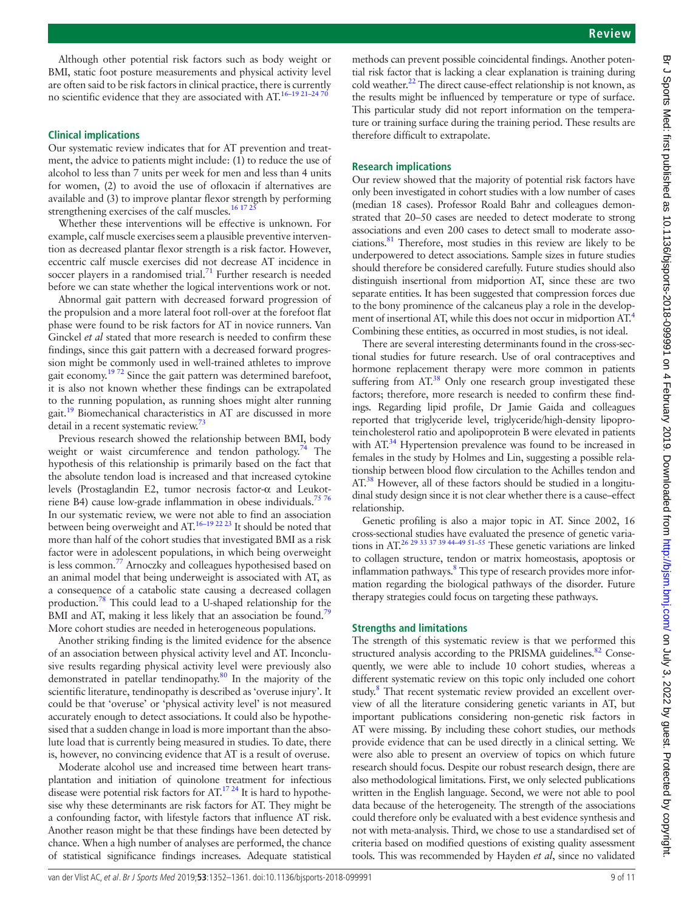Although other potential risk factors such as body weight or BMI, static foot posture measurements and physical activity level are often said to be risk factors in clinical practice, there is currently no scientific evidence that they are associated with AT.[16–19 21–24 70]

### Clinical implications

Our systematic review indicates that for AT prevention and treatment, the advice to patients might include: (1) to reduce the use of alcohol to less than 7 units per week for men and less than 4 units for women, (2) to avoid the use of ofloxacin if alternatives are available and (3) to improve plantar flexor strength by performing strengthening exercises of the calf muscles.[16 17 25]

Whether these interventions will be effective is unknown. For example, calf muscle exercises seem a plausible preventive intervention as decreased plantar flexor strength is a risk factor. However, eccentric calf muscle exercises did not decrease AT incidence in soccer players in a randomised trial.[71] Further research is needed before we can state whether the logical interventions work or not.

Abnormal gait pattern with decreased forward progression of the propulsion and a more lateral foot roll-over at the forefoot flat phase were found to be risk factors for AT in novice runners. Van Ginckel *et al* stated that more research is needed to confirm these findings, since this gait pattern with a decreased forward progression might be commonly used in well-trained athletes to improve gait economy.[19 72] Since the gait pattern was determined barefoot, it is also not known whether these findings can be extrapolated to the running population, as running shoes might alter running gait.[19] Biomechanical characteristics in AT are discussed in more detail in a recent systematic review.[73]

Previous research showed the relationship between BMI, body weight or waist circumference and tendon pathology.[74] The hypothesis of this relationship is primarily based on the fact that the absolute tendon load is increased and that increased cytokine levels (Prostaglandin E2, tumor necrosis factor-α and Leukotriene B4) cause low-grade inflammation in obese individuals.[75 76] In our systematic review, we were not able to find an association between being overweight and AT.[16–19 22 23] It should be noted that more than half of the cohort studies that investigated BMI as a risk factor were in adolescent populations, in which being overweight is less common.[77] Arnoczky and colleagues hypothesised based on an animal model that being underweight is associated with AT, as a consequence of a catabolic state causing a decreased collagen production.[78] This could lead to a U-shaped relationship for the BMI and AT, making it less likely that an association be found.[79] More cohort studies are needed in heterogeneous populations.

Another striking finding is the limited evidence for the absence of an association between physical activity level and AT. Inconclusive results regarding physical activity level were previously also demonstrated in patellar tendinopathy.[80] In the majority of the scientific literature, tendinopathy is described as 'overuse injury'. It could be that 'overuse' or 'physical activity level' is not measured accurately enough to detect associations. It could also be hypothesised that a sudden change in load is more important than the absolute load that is currently being measured in studies. To date, there is, however, no convincing evidence that AT is a result of overuse.

Moderate alcohol use and increased time between heart transplantation and initiation of quinolone treatment for infectious disease were potential risk factors for AT.[17 24] It is hard to hypothesise why these determinants are risk factors for AT. They might be a confounding factor, with lifestyle factors that influence AT risk. Another reason might be that these findings have been detected by chance. When a high number of analyses are performed, the chance of statistical significance findings increases. Adequate statistical methods can prevent possible coincidental findings. Another potential risk factor that is lacking a clear explanation is training during cold weather.[22] The direct cause-effect relationship is not known, as the results might be influenced by temperature or type of surface. This particular study did not report information on the temperature or training surface during the training period. These results are therefore difficult to extrapolate.

### Research implications

Our review showed that the majority of potential risk factors have only been investigated in cohort studies with a low number of cases (median 18 cases). Professor Roald Bahr and colleagues demonstrated that 20–50 cases are needed to detect moderate to strong associations and even 200 cases to detect small to moderate associations.[81] Therefore, most studies in this review are likely to be underpowered to detect associations. Sample sizes in future studies should therefore be considered carefully. Future studies should also distinguish insertional from midportion AT, since these are two separate entities. It has been suggested that compression forces due to the bony prominence of the calcaneus play a role in the development of insertional AT, while this does not occur in midportion AT.[4] Combining these entities, as occurred in most studies, is not ideal.

There are several interesting determinants found in the cross-sectional studies for future research. Use of oral contraceptives and hormone replacement therapy were more common in patients suffering from AT.[38] Only one research group investigated these factors; therefore, more research is needed to confirm these findings. Regarding lipid profile, Dr Jamie Gaida and colleagues reported that triglyceride level, triglyceride/high-density lipoproteincholesterol ratio and apolipoprotein B were elevated in patients with AT.[34] Hypertension prevalence was found to be increased in females in the study by Holmes and Lin, suggesting a possible relationship between blood flow circulation to the Achilles tendon and AT.[38] However, all of these factors should be studied in a longitudinal study design since it is not clear whether there is a cause–effect relationship.

Genetic profiling is also a major topic in AT. Since 2002, 16 cross-sectional studies have evaluated the presence of genetic variations in AT.[26 29 33 37 39 44–49 51–55] These genetic variations are linked to collagen structure, tendon or matrix homeostasis, apoptosis or inflammation pathways.[8] This type of research provides more information regarding the biological pathways of the disorder. Future therapy strategies could focus on targeting these pathways.

### Strengths and limitations

The strength of this systematic review is that we performed this structured analysis according to the PRISMA guidelines.[82] Consequently, we were able to include 10 cohort studies, whereas a different systematic review on this topic only included one cohort study.[8] That recent systematic review provided an excellent overview of all the literature considering genetic variants in AT, but important publications considering non-genetic risk factors in AT were missing. By including these cohort studies, our methods provide evidence that can be used directly in a clinical setting. We were also able to present an overview of topics on which future research should focus. Despite our robust research design, there are also methodological limitations. First, we only selected publications written in the English language. Second, we were not able to pool data because of the heterogeneity. The strength of the associations could therefore only be evaluated with a best evidence synthesis and not with meta-analysis. Third, we chose to use a standardised set of criteria based on modified questions of existing quality assessment tools. This was recommended by Hayden *et al*, since no validated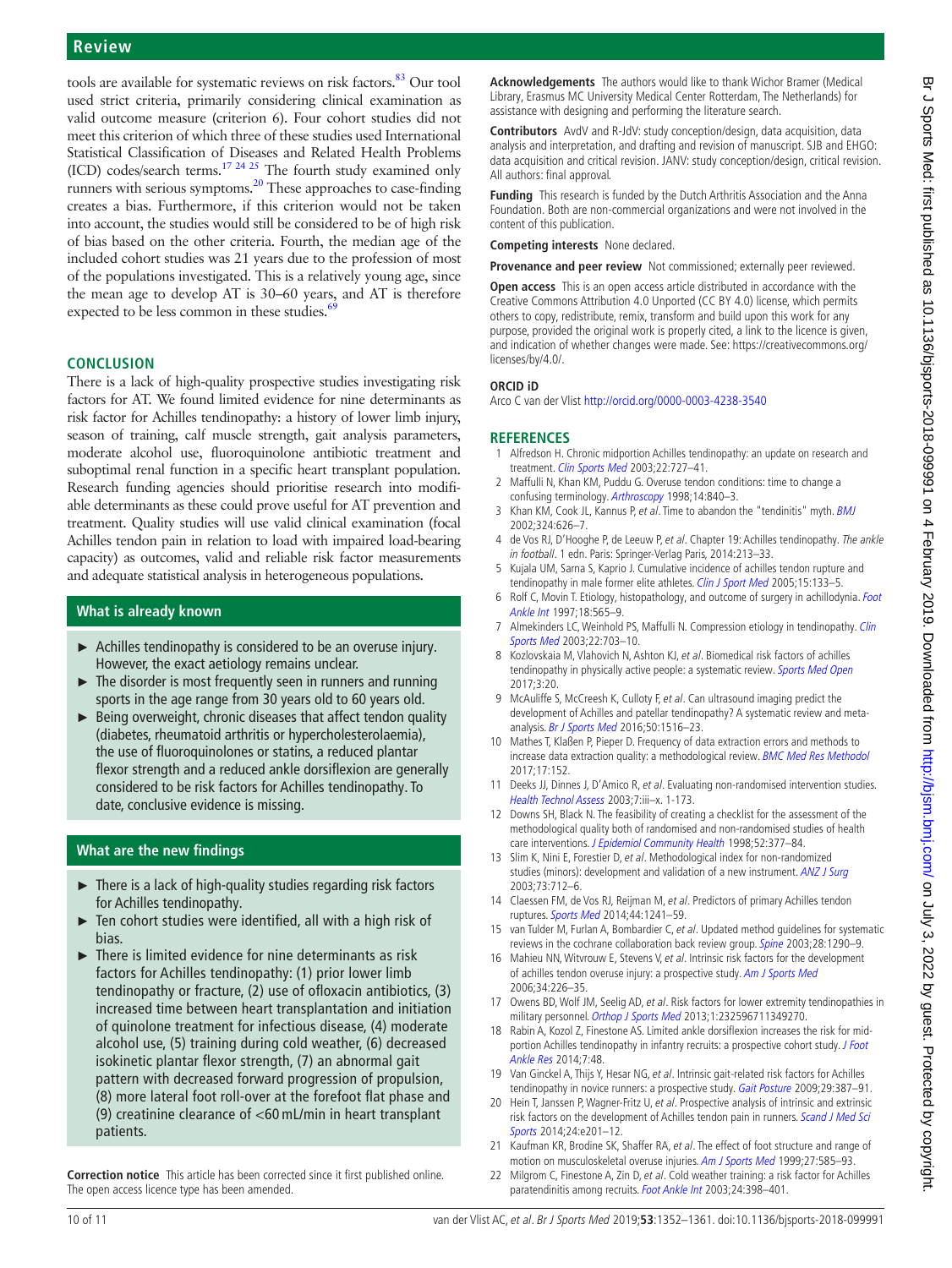tools are available for systematic reviews on risk factors.[83] Our tool used strict criteria, primarily considering clinical examination as valid outcome measure (criterion 6). Four cohort studies did not meet this criterion of which three of these studies used International Statistical Classification of Diseases and Related Health Problems (ICD) codes/search terms.[17 24 25] The fourth study examined only runners with serious symptoms.[20] These approaches to case-finding creates a bias. Furthermore, if this criterion would not be taken into account, the studies would still be considered to be of high risk of bias based on the other criteria. Fourth, the median age of the included cohort studies was 21 years due to the profession of most of the populations investigated. This is a relatively young age, since the mean age to develop AT is 30–60 years, and AT is therefore expected to be less common in these studies.[69]

## CONCLUSION

There is a lack of high-quality prospective studies investigating risk factors for AT. We found limited evidence for nine determinants as risk factor for Achilles tendinopathy: a history of lower limb injury, season of training, calf muscle strength, gait analysis parameters, moderate alcohol use, fluoroquinolone antibiotic treatment and suboptimal renal function in a specific heart transplant population. Research funding agencies should prioritise research into modifiable determinants as these could prove useful for AT prevention and treatment. Quality studies will use valid clinical examination (focal Achilles tendon pain in relation to load with impaired load-bearing capacity) as outcomes, valid and reliable risk factor measurements and adequate statistical analysis in heterogeneous populations.

### What is already known

- Achilles tendinopathy is considered to be an overuse injury. However, the exact aetiology remains unclear.
- The disorder is most frequently seen in runners and running sports in the age range from 30 years old to 60 years old.
- Being overweight, chronic diseases that affect tendon quality (diabetes, rheumatoid arthritis or hypercholesterolaemia), the use of fluoroquinolones or statins, a reduced plantar flexor strength and a reduced ankle dorsiflexion are generally considered to be risk factors for Achilles tendinopathy. To date, conclusive evidence is missing.

### What are the new findings

- There is a lack of high-quality studies regarding risk factors for Achilles tendinopathy.
- Ten cohort studies were identified, all with a high risk of bias.
- There is limited evidence for nine determinants as risk factor for Achilles tendinopathy: (1) prior lower limb tendinopathy or fracture, (2) use of ofloxacin antibiotics, (3) increased time between heart transplantation and initiation of quinolone treatment for infectious disease, (4) moderate alcohol use, (5) training during cold weather, (6) decreased isokinetic plantar flexor strength, (7) an abnormal gait pattern with decreased forward progression of propulsion, (8) more lateral foot roll-over at the forefoot flat phase and (9) creatinine clearance of <60 mL/min in heart transplant patients.

**Correction notice** This article has been corrected since it first published online. The open access licence type has been amended.

**Acknowledgements** The authors would like to thank Wichor Bramer (Medical Library, Erasmus MC University Medical Center Rotterdam, The Netherlands) for assistance with designing and performing the literature search.

**Contributors** AvdV and R-JdV: study conception/design, data acquisition, data analysis and interpretation, and drafting and revision of manuscript. SJB and EHGO: data acquisition and critical revision. JANV: study conception/design, critical revision. All authors: final approval.

**Funding** This research is funded by the Dutch Arthritis Association and the Anna Foundation. Both are non-commercial organizations and were not involved in the content of this publication.

**Competing interests** None declared.

**Provenance and peer review** Not commissioned; externally peer reviewed.

**Open access** This is an open access article distributed in accordance with the Creative Commons Attribution 4.0 Unported (CC BY 4.0) license, which permits others to copy, redistribute, remix, transform and build upon this work for any purpose, provided the original work is properly cited, a link to the licence is given, and indication of whether changes were made. See: https://creativecommons.org/licenses/by/4.0/.

### ORCID iD

Arco C van der Vlist http://orcid.org/0000-0003-4238-3540

## REFERENCES

1. Alfredson H. Chronic midportion Achilles tendinopathy: an update on research and treatment. *Clin Sports Med* 2003;22:727–41.
2. Maffulli N, Khan KM, Puddu G. Overuse tendon conditions: time to change a confusing terminology. *Arthroscopy* 1998;14:840–3.
3. Khan KM, Cook JL, Kannus P, *et al*. Time to abandon the "tendinitis" myth. *BMJ* 2002;324:626–7.
4. de Vos RJ, D'Hooghe P, de Leeuw P, *et al*. Chapter 19: Achilles tendinopathy. *The ankle in football*. 1 edn. Paris: Springer-Verlag Paris, 2014:213–33.
5. Kujala UM, Sarna S, Kaprio J. Cumulative incidence of achilles tendon rupture and tendinopathy in male former elite athletes. *Clin J Sport Med* 2005;15:133–5.
6. Rolf C, Movin T. Etiology, histopathology, and outcome of surgery in achillodynia. *Foot Ankle Int* 1997;18:565–9.
7. Almekinders LC, Weinhold PS, Maffulli N. Compression etiology in tendinopathy. *Clin Sports Med* 2003;22:703–10.
8. Kozlovskaia M, Vlahovich N, Ashton KJ, *et al*. Biomedical risk factors of achilles tendinopathy in physically active people: a systematic review. *Sports Med Open* 2017;3:20.
9. McAuliffe S, McCreesh K, Culloty F, *et al*. Can ultrasound imaging predict the development of Achilles and patellar tendinopathy? A systematic review and meta-analysis. *Br J Sports Med* 2016;50:1516–23.
10. Mathes T, Klaßen P, Pieper D. Frequency of data extraction errors and methods to increase data extraction quality: a methodological review. *BMC Med Res Methodol* 2017;17:152.
11. Deeks JJ, Dinnes J, D'Amico R, *et al*. Evaluating non-randomised intervention studies. *Health Technol Assess* 2003;7:iii–x. 1-173.
12. Downs SH, Black N. The feasibility of creating a checklist for the assessment of the methodological quality both of randomised and non-randomised studies of health care interventions. *J Epidemiol Community Health* 1998;52:377–84.
13. Slim K, Nini E, Forestier D, *et al*. Methodological index for non-randomized studies (minors): development and validation of a new instrument. *ANZ J Surg* 2003;73:712–6.
14. Claessen FM, de Vos RJ, Reijman M, *et al*. Predictors of primary Achilles tendon ruptures. *Sports Med* 2014;44:1241–59.
15. van Tulder M, Furlan A, Bombardier C, *et al*. Updated method guidelines for systematic reviews in the cochrane collaboration back review group. *Spine* 2003;28:1290–9.
16. Mahieu NN, Witvrouw E, Stevens V, *et al*. Intrinsic risk factors for the development of achilles tendon overuse injury: a prospective study. *Am J Sports Med* 2006;34:226–35.
17. Owens BD, Wolf JM, Seelig AD, *et al*. Risk factors for lower extremity tendinopathies in military personnel. *Orthop J Sports Med* 2013;1:232596711349270.
18. Rabin A, Kozol Z, Finestone AS. Limited ankle dorsiflexion increases the risk for mid-portion Achilles tendinopathy in infantry recruits: a prospective cohort study. *J Foot Ankle Res* 2014;7:48.
19. Van Ginckel A, Thijs Y, Hesar NG, *et al*. Intrinsic gait-related risk factors for Achilles tendinopathy in novice runners: a prospective study. *Gait Posture* 2009;29:387–91.
20. Hein T, Janssen P, Wagner-Fritz U, *et al*. Prospective analysis of intrinsic and extrinsic risk factors on the development of Achilles tendon pain in runners. *Scand J Med Sci Sports* 2014;24:e201–12.
21. Kaufman KR, Brodine SK, Shaffer RA, *et al*. The effect of foot structure and range of motion on musculoskeletal overuse injuries. *Am J Sports Med* 1999;27:585–93.
22. Milgrom C, Finestone A, Zin D, *et al*. Cold weather training: a risk factor for Achilles paratendinitis among recruits. *Foot Ankle Int* 2003;24:398–401.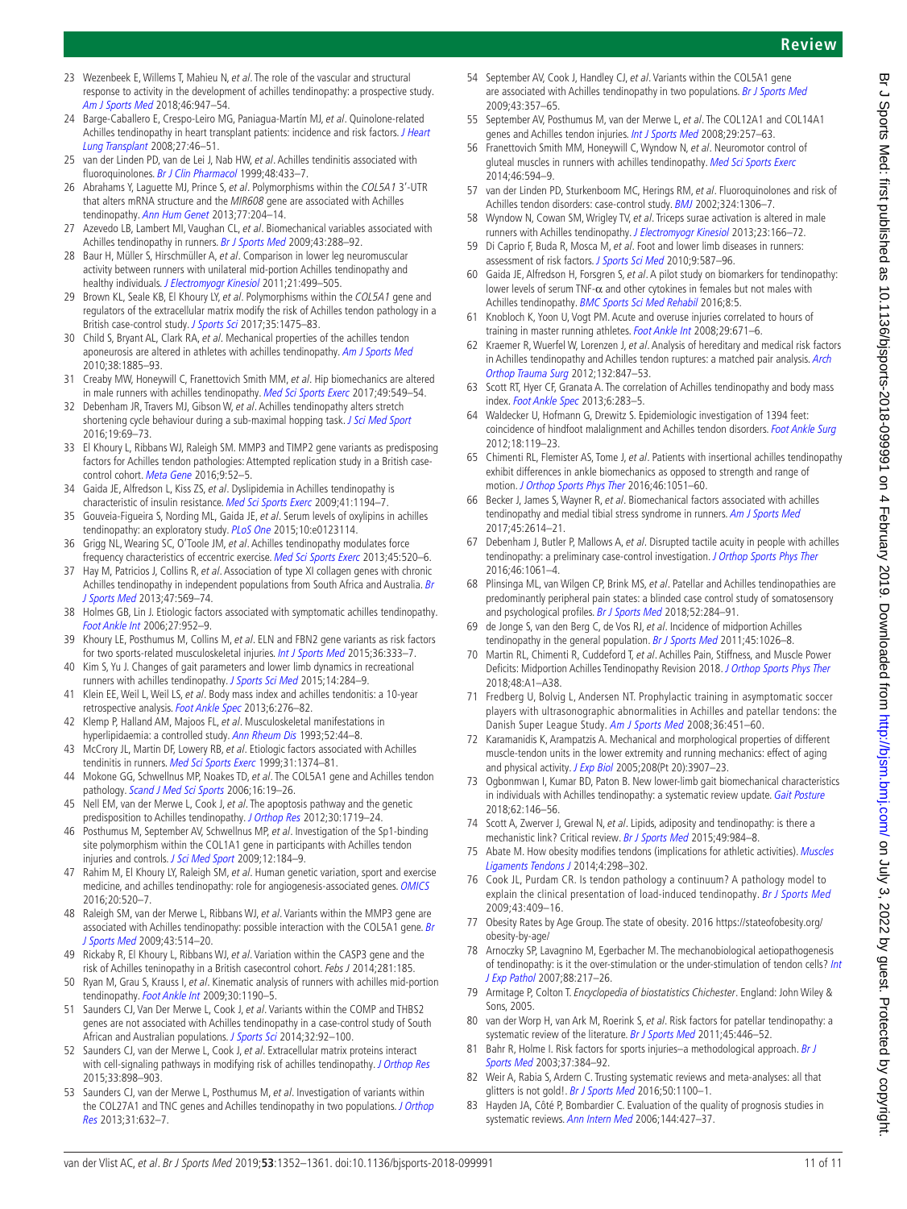23 Wezenbeek E, Willems T, Mahieu N, *et al*. The role of the vascular and structural response to activity in the development of achilles tendinopathy: a prospective study. *Am J Sports Med* 2018;46:947–54.
24 Barge-Caballero E, Crespo-Leiro MG, Paniagua-Martín MJ, *et al*. Quinolone-related Achilles tendinopathy in heart transplant patients: incidence and risk factors. *J Heart Lung Transplant* 2008;27:46–51.
25 van der Linden PD, van de Lei J, Nab HW, *et al*. Achilles tendinitis associated with fluoroquinolones. *Br J Clin Pharmacol* 1999;48:433–7.
26 Abrahams Y, Laguette MJ, Prince S, *et al*. Polymorphisms within the *COL5A1* 3′-UTR that alters mRNA structure and the *MIR608* gene are associated with Achilles tendinopathy. *Ann Hum Genet* 2013;77:204–14.
27 Azevedo LB, Lambert MI, Vaughan CL, *et al*. Biomechanical variables associated with Achilles tendinopathy in runners. *Br J Sports Med* 2009;43:288–92.
28 Baur H, Müller S, Hirschmüller A, *et al*. Comparison in lower leg neuromuscular activity between runners with unilateral mid-portion Achilles tendinopathy and healthy individuals. *J Electromyogr Kinesiol* 2011;21:499–505.
29 Brown KL, Seale KB, El Khoury LY, *et al*. Polymorphisms within the *COL5A1* gene and regulators of the extracellular matrix modify the risk of Achilles tendon pathology in a British case-control study. *J Sports Sci* 2017;35:1475–83.
30 Child S, Bryant AL, Clark RA, *et al*. Mechanical properties of the achilles tendon aponeurosis are altered in athletes with achilles tendinopathy. *Am J Sports Med* 2010;38:1885–93.
31 Creaby MW, Honeywill C, Franettovich Smith MM, *et al*. Hip biomechanics are altered in male runners with achilles tendinopathy. *Med Sci Sports Exerc* 2017;49:549–54.
32 Debenham JR, Travers MJ, Gibson W, *et al*. Achilles tendinopathy alters stretch shortening cycle behaviour during a sub-maximal hopping task. *J Sci Med Sport* 2016;19:69–73.
33 El Khoury L, Ribbans WJ, Raleigh SM. MMP3 and TIMP2 gene variants as predisposing factors for Achilles tendon pathologies: Attempted replication study in a British case-control cohort. *Meta Gene* 2016;9:52–5.
34 Gaida JE, Alfredson L, Kiss ZS, *et al*. Dyslipidemia in Achilles tendinopathy is characteristic of insulin resistance. *Med Sci Sports Exerc* 2009;41:1194–7.
35 Gouveia-Figueira S, Nording ML, Gaida JE, *et al*. Serum levels of oxylipins in achilles tendinopathy: an exploratory study. *PLoS One* 2015;10:e0123114.
36 Grigg NL, Wearing SC, O'Toole JM, *et al*. Achilles tendinopathy modulates force frequency characteristics of eccentric exercise. *Med Sci Sports Exerc* 2013;45:520–6.
37 Hay M, Patricios J, Collins R, *et al*. Association of type XI collagen genes with chronic Achilles tendinopathy in independent populations from South Africa and Australia. *Br J Sports Med* 2013;47:569–74.
38 Holmes GB, Lin J. Etiologic factors associated with symptomatic achilles tendinopathy. *Foot Ankle Int* 2006;27:952–9.
39 Khoury LE, Posthumus M, Collins M, *et al*. ELN and FBN2 gene variants as risk factors for two sports-related musculoskeletal injuries. *Int J Sports Med* 2015;36:333–7.
40 Kim S, Yu J. Changes of gait parameters and lower limb dynamics in recreational runners with achilles tendinopathy. *J Sports Sci Med* 2015;14:284–9.
41 Klein EE, Weil L, Weil LS, *et al*. Body mass index and achilles tendonitis: a 10-year retrospective analysis. *Foot Ankle Spec* 2013;6:276–82.
42 Klemp P, Halland AM, Majoos FL, *et al*. Musculoskeletal manifestations in hyperlipidaemia: a controlled study. *Ann Rheum Dis* 1993;52:44–8.
43 McCrory JL, Martin DF, Lowery RB, *et al*. Etiologic factors associated with Achilles tendinitis in runners. *Med Sci Sports Exerc* 1999;31:1374–81.
44 Mokone GG, Schwellnus MP, Noakes TD, *et al*. The COL5A1 gene and Achilles tendon pathology. *Scand J Med Sci Sports* 2006;16:19–26.
45 Nell EM, van der Merwe L, Cook J, *et al*. The apoptosis pathway and the genetic predisposition to Achilles tendinopathy. *J Orthop Res* 2012;30:1719–24.
46 Posthumus M, September AV, Schwellnus MP, *et al*. Investigation of the Sp1-binding site polymorphism within the COL1A1 gene in participants with Achilles tendon injuries and controls. *J Sci Med Sport* 2009;12:184–9.
47 Rahim M, El Khoury LY, Raleigh SM, *et al*. Human genetic variation, sport and exercise medicine, and achilles tendinopathy: role for angiogenesis-associated genes. *OMICS* 2016;20:520–7.
48 Raleigh SM, van der Merwe L, Ribbans WJ, *et al*. Variants within the MMP3 gene are associated with Achilles tendinopathy: possible interaction with the COL5A1 gene. *Br J Sports Med* 2009;43:514–20.
49 Rickaby R, El Khoury L, Ribbans WJ, *et al*. Variation within the CASP3 gene and the risk of Achilles teninopathy in a British casecontrol cohort. *Febs J* 2014;281:185.
50 Ryan M, Grau S, Krauss I, *et al*. Kinematic analysis of runners with achilles mid-portion tendinopathy. *Foot Ankle Int* 2009;30:1190–5.
51 Saunders CJ, Van Der Merwe L, Cook J, *et al*. Variants within the COMP and THBS2 genes are not associated with Achilles tendinopathy in a case-control study of South African and Australian populations. *J Sports Sci* 2014;32:92–100.
52 Saunders CJ, van der Merwe L, Cook J, *et al*. Extracellular matrix proteins interact with cell-signaling pathways in modifying risk of achilles tendinopathy. *J Orthop Res* 2015;33:898–903.
53 Saunders CJ, van der Merwe L, Posthumus M, *et al*. Investigation of variants within the COL27A1 and TNC genes and Achilles tendinopathy in two populations. *J Orthop Res* 2013;31:632–7.
54 September AV, Cook J, Handley CJ, *et al*. Variants within the COL5A1 gene are associated with Achilles tendinopathy in two populations. *Br J Sports Med* 2009;43:357–65.
55 September AV, Posthumus M, van der Merwe L, *et al*. The COL12A1 and COL14A1 genes and Achilles tendon injuries. *Int J Sports Med* 2008;29:257–63.
56 Franettovich Smith MM, Honeywill C, Wyndow N, *et al*. Neuromotor control of gluteal muscles in runners with achilles tendinopathy. *Med Sci Sports Exerc* 2014;46:594–9.
57 van der Linden PD, Sturkenboom MC, Herings RM, *et al*. Fluoroquinolones and risk of Achilles tendon disorders: case-control study. *BMJ* 2002;324:1306–7.
58 Wyndow N, Cowan SM, Wrigley TV, *et al*. Triceps surae activation is altered in male runners with Achilles tendinopathy. *J Electromyogr Kinesiol* 2013;23:166–72.
59 Di Caprio F, Buda R, Mosca M, *et al*. Foot and lower limb diseases in runners: assessment of risk factors. *J Sports Sci Med* 2010;9:587–96.
60 Gaida JE, Alfredson H, Forsgren S, *et al*. A pilot study on biomarkers for tendinopathy: lower levels of serum TNF-α and other cytokines in females but not males with Achilles tendinopathy. *BMC Sports Sci Med Rehabil* 2016;8:5.
61 Knobloch K, Yoon U, Vogt PM. Acute and overuse injuries correlated to hours of training in master running athletes. *Foot Ankle Int* 2008;29:671–6.
62 Kraemer R, Wuerfel W, Lorenzen J, *et al*. Analysis of hereditary and medical risk factors in Achilles tendinopathy and Achilles tendon ruptures: a matched pair analysis. *Arch Orthop Trauma Surg* 2012;132:847–53.
63 Scott RT, Hyer CF, Granata A. The correlation of Achilles tendinopathy and body mass index. *Foot Ankle Spec* 2013;6:283–5.
64 Waldecker U, Hofmann G, Drewitz S. Epidemiologic investigation of 1394 feet: coincidence of hindfoot malalignment and Achilles tendon disorders. *Foot Ankle Surg* 2012;18:119–23.
65 Chimenti RL, Flemister AS, Tome J, *et al*. Patients with insertional achilles tendinopathy exhibit differences in ankle biomechanics as opposed to strength and range of motion. *J Orthop Sports Phys Ther* 2016;46:1051–60.
66 Becker J, James S, Wayner R, *et al*. Biomechanical factors associated with achilles tendinopathy and medial tibial stress syndrome in runners. *Am J Sports Med* 2017;45:2614–21.
67 Debenham J, Butler P, Mallows A, *et al*. Disrupted tactile acuity in people with achilles tendinopathy: a preliminary case-control investigation. *J Orthop Sports Phys Ther* 2016;46:1061–4.
68 Plinsinga ML, van Wilgen CP, Brink MS, *et al*. Patellar and Achilles tendinopathies are predominantly peripheral pain states: a blinded case control study of somatosensory and psychological profiles. *Br J Sports Med* 2018;52:284–91.
69 de Jonge S, van den Berg C, de Vos RJ, *et al*. Incidence of midportion Achilles tendinopathy in the general population. *Br J Sports Med* 2011;45:1026–8.
70 Martin RL, Chimenti R, Cuddeford T, *et al*. Achilles Pain, Stiffness, and Muscle Power Deficits: Midportion Achilles Tendinopathy Revision 2018. *J Orthop Sports Phys Ther* 2018;48:A1–A38.
71 Fredberg U, Bolvig L, Andersen NT. Prophylactic training in asymptomatic soccer players with ultrasonographic abnormalities in Achilles and patellar tendons: the Danish Super League Study. *Am J Sports Med* 2008;36:451–60.
72 Karamanidis K, Arampatzis A. Mechanical and morphological properties of different muscle-tendon units in the lower extremity and running mechanics: effect of aging and physical activity. *J Exp Biol* 2005;208(Pt 20):3907–23.
73 Ogbonmwan I, Kumar BD, Paton B. New lower-limb gait biomechanical characteristics in individuals with Achilles tendinopathy: a systematic review update. *Gait Posture* 2018;62:146–56.
74 Scott A, Zwerver J, Grewal N, *et al*. Lipids, adiposity and tendinopathy: is there a mechanistic link? Critical review. *Br J Sports Med* 2015;49:984–8.
75 Abate M. How obesity modifies tendons (implications for athletic activities). *Muscles Ligaments Tendons J* 2014;4:298–302.
76 Cook JL, Purdam CR. Is tendon pathology a continuum? A pathology model to explain the clinical presentation of load-induced tendinopathy. *Br J Sports Med* 2009;43:409–16.
77 Obesity Rates by Age Group. The state of obesity. 2016 https://stateofobesity.org/obesity-by-age/
78 Arnoczky SP, Lavagnino M, Egerbacher M. The mechanobiological aetiopathogenesis of tendinopathy: is it the over-stimulation or the under-stimulation of tendon cells? *Int J Exp Pathol* 2007;88:217–26.
79 Armitage P, Colton T. *Encyclopedia of biostatistics Chichester*. England: John Wiley & Sons, 2005.
80 van der Worp H, van Ark M, Roerink S, *et al*. Risk factors for patellar tendinopathy: a systematic review of the literature. *Br J Sports Med* 2011;45:446–52.
81 Bahr R, Holme I. Risk factors for sports injuries–a methodological approach. *Br J Sports Med* 2003;37:384–92.
82 Weir A, Rabia S, Ardern C. Trusting systematic reviews and meta-analyses: all that glitters is not gold!. *Br J Sports Med* 2016;50:1100–1.
83 Hayden JA, Côté P, Bombardier C. Evaluation of the quality of prognosis studies in systematic reviews. *Ann Intern Med* 2006;144:427–37.